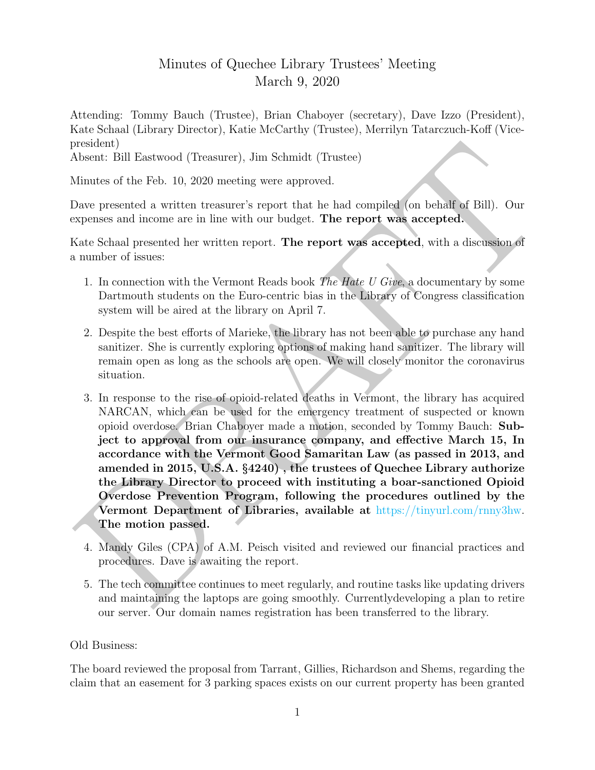# Minutes of Quechee Library Trustees' Meeting
March 9, 2020

Attending: Tommy Bauch (Trustee), Brian Chaboyer (secretary), Dave Izzo (President), Kate Schaal (Library Director), Katie McCarthy (Trustee), Merrilyn Tatarczuch-Koff (Vice-president)
Absent: Bill Eastwood (Treasurer), Jim Schmidt (Trustee)

Minutes of the Feb. 10, 2020 meeting were approved.

Dave presented a written treasurer's report that he had compiled (on behalf of Bill). Our expenses and income are in line with our budget. **The report was accepted.**

Kate Schaal presented her written report. **The report was accepted**, with a discussion of a number of issues:

1. In connection with the Vermont Reads book *The Hate U Give*, a documentary by some Dartmouth students on the Euro-centric bias in the Library of Congress classification system will be aired at the library on April 7.
2. Despite the best efforts of Marieke, the library has not been able to purchase any hand sanitizer. She is currently exploring options of making hand sanitizer. The library will remain open as long as the schools are open. We will closely monitor the coronavirus situation.
3. In response to the rise of opioid-related deaths in Vermont, the library has acquired NARCAN, which can be used for the emergency treatment of suspected or known opioid overdose. Brian Chaboyer made a motion, seconded by Tommy Bauch: **Subject to approval from our insurance company, and effective March 15, In accordance with the Vermont Good Samaritan Law (as passed in 2013, and amended in 2015, U.S.A. §4240) , the trustees of Quechee Library authorize the Library Director to proceed with instituting a boar-sanctioned Opioid Overdose Prevention Program, following the procedures outlined by the Vermont Department of Libraries, available at** https://tinyurl.com/rnny3hw. **The motion passed.**
4. Mandy Giles (CPA) of A.M. Peisch visited and reviewed our financial practices and procedures. Dave is awaiting the report.
5. The tech committee continues to meet regularly, and routine tasks like updating drivers and maintaining the laptops are going smoothly. Currentlydeveloping a plan to retire our server. Our domain names registration has been transferred to the library.

Old Business:

The board reviewed the proposal from Tarrant, Gillies, Richardson and Shems, regarding the claim that an easement for 3 parking spaces exists on our current property has been granted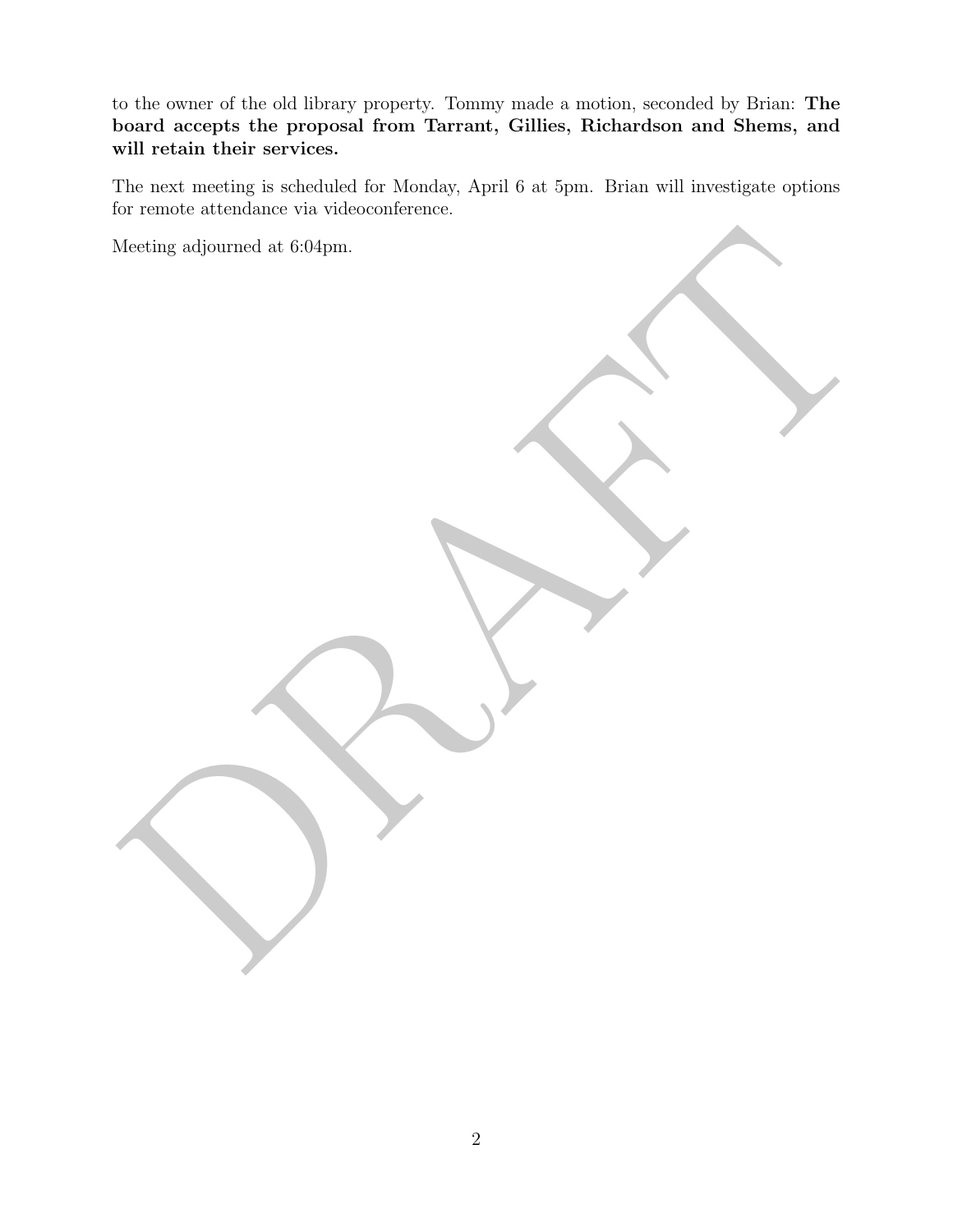to the owner of the old library property. Tommy made a motion, seconded by Brian: **The board accepts the proposal from Tarrant, Gillies, Richardson and Shems, and will retain their services.**

The next meeting is scheduled for Monday, April 6 at 5pm. Brian will investigate options for remote attendance via videoconference.

Meeting adjourned at 6:04pm.